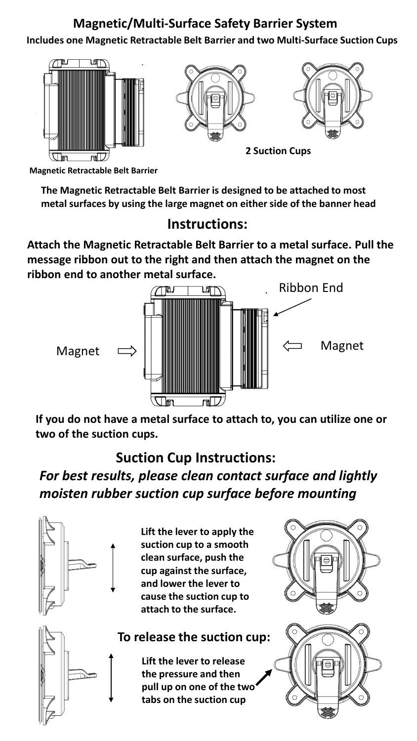# Magnetic/Multi-Surface Safety Barrier System

**Includes one Magnetic Retractable Belt Barrier and two Multi-Surface Suction Cups**

**2 Suction Cups**

**Magnetic Retractable Belt Barrier**

**The Magnetic Retractable Belt Barrier is designed to be attached to most metal surfaces by using the large magnet on either side of the banner head**

## Instructions:

**Attach the Magnetic Retractable Belt Barrier to a metal surface. Pull the message ribbon out to the right and then attach the magnet on the ribbon end to another metal surface.**

Ribbon End

Magnet

Magnet

**If you do not have a metal surface to attach to, you can utilize one or two of the suction cups.**

## Suction Cup Instructions:

***For best results, please clean contact surface and lightly moisten rubber suction cup surface before mounting***

**Lift the lever to apply the suction cup to a smooth clean surface, push the cup against the surface, and lower the lever to cause the suction cup to attach to the surface.**

### To release the suction cup:

**Lift the lever to release the pressure and then pull up on one of the two tabs on the suction cup**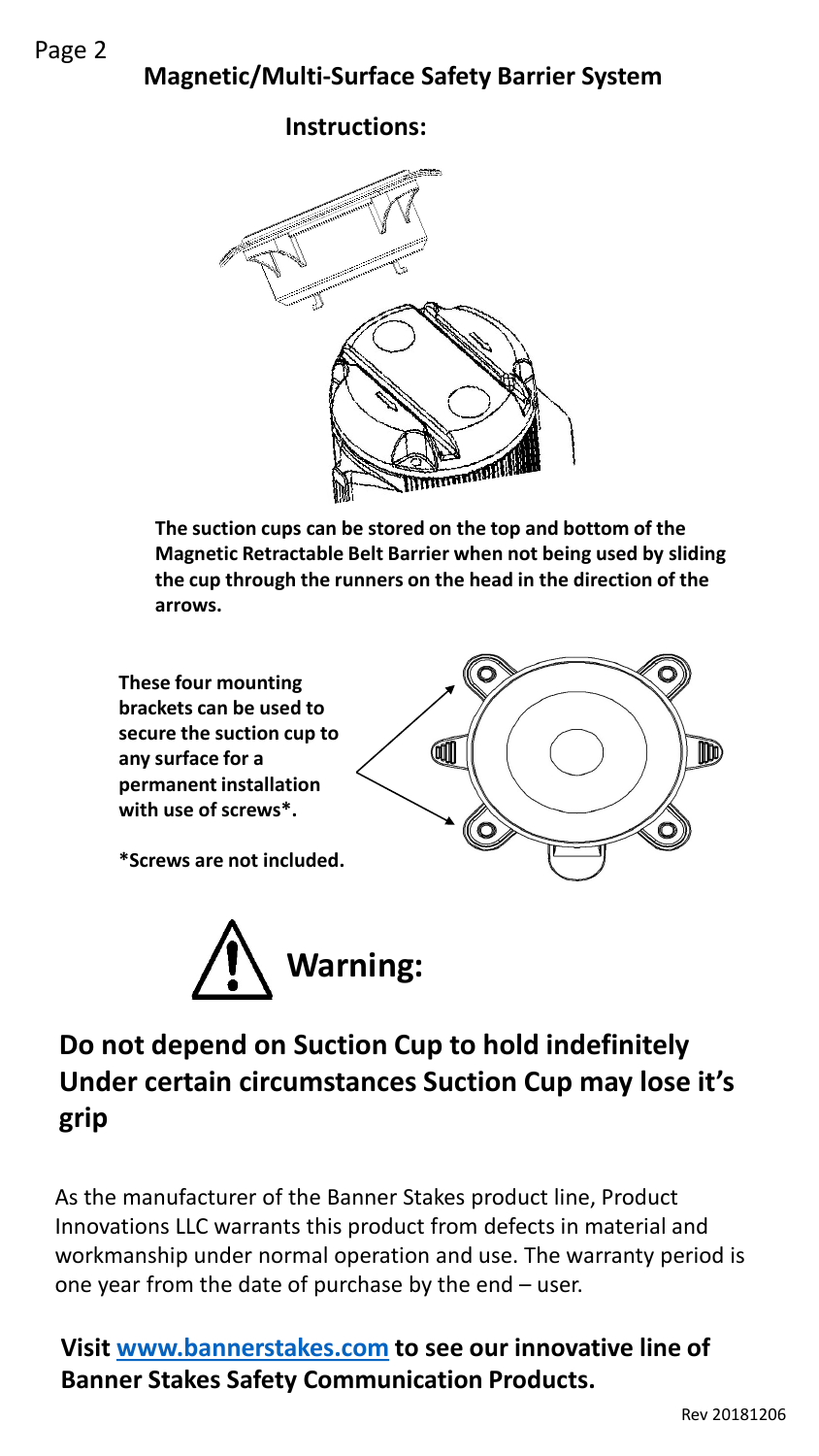## Magnetic/Multi-Surface Safety Barrier System

### Instructions:

**The suction cups can be stored on the top and bottom of the Magnetic Retractable Belt Barrier when not being used by sliding the cup through the runners on the head in the direction of the arrows.**

**These four mounting brackets can be used to secure the suction cup to any surface for a permanent installation with use of screws*.**

**\*Screws are not included.**

# Warning:

## Do not depend on Suction Cup to hold indefinitely Under certain circumstances Suction Cup may lose it's grip

As the manufacturer of the Banner Stakes product line, Product Innovations LLC warrants this product from defects in material and workmanship under normal operation and use. The warranty period is one year from the date of purchase by the end – user.

**Visit [www.bannerstakes.com](http://www.bannerstakes.com) to see our innovative line of Banner Stakes Safety Communication Products.**

Rev 20181206